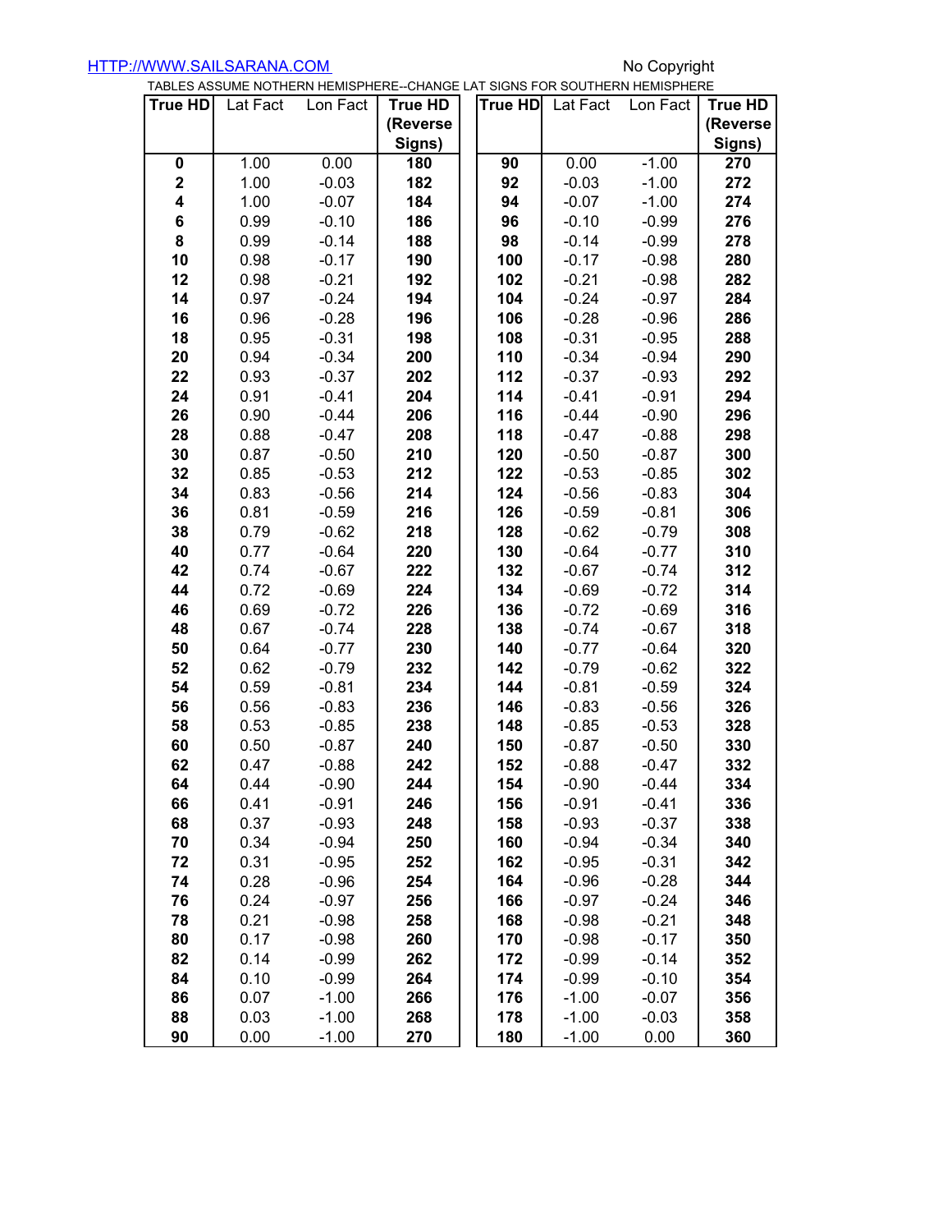HTTP://WWW.SAILSARANA.COM No Copyright

TABLES ASSUME NOTHERN HEMISPHERE--CHANGE LAT SIGNS FOR SOUTHERN HEMISPHERE

| True HD | Lat Fact | Lon Fact | True HD (Reverse Signs) | | True HD | Lat Fact | Lon Fact | True HD (Reverse Signs) |
|---|---|---|---|---|---|---|---|---|
| **0** | 1.00 | 0.00 | **180** | | **90** | 0.00 | -1.00 | **270** |
| **2** | 1.00 | -0.03 | **182** | | **92** | -0.03 | -1.00 | **272** |
| **4** | 1.00 | -0.07 | **184** | | **94** | -0.07 | -1.00 | **274** |
| **6** | 0.99 | -0.10 | **186** | | **96** | -0.10 | -0.99 | **276** |
| **8** | 0.99 | -0.14 | **188** | | **98** | -0.14 | -0.99 | **278** |
| **10** | 0.98 | -0.17 | **190** | | **100** | -0.17 | -0.98 | **280** |
| **12** | 0.98 | -0.21 | **192** | | **102** | -0.21 | -0.98 | **282** |
| **14** | 0.97 | -0.24 | **194** | | **104** | -0.24 | -0.97 | **284** |
| **16** | 0.96 | -0.28 | **196** | | **106** | -0.28 | -0.96 | **286** |
| **18** | 0.95 | -0.31 | **198** | | **108** | -0.31 | -0.95 | **288** |
| **20** | 0.94 | -0.34 | **200** | | **110** | -0.34 | -0.94 | **290** |
| **22** | 0.93 | -0.37 | **202** | | **112** | -0.37 | -0.93 | **292** |
| **24** | 0.91 | -0.41 | **204** | | **114** | -0.41 | -0.91 | **294** |
| **26** | 0.90 | -0.44 | **206** | | **116** | -0.44 | -0.90 | **296** |
| **28** | 0.88 | -0.47 | **208** | | **118** | -0.47 | -0.88 | **298** |
| **30** | 0.87 | -0.50 | **210** | | **120** | -0.50 | -0.87 | **300** |
| **32** | 0.85 | -0.53 | **212** | | **122** | -0.53 | -0.85 | **302** |
| **34** | 0.83 | -0.56 | **214** | | **124** | -0.56 | -0.83 | **304** |
| **36** | 0.81 | -0.59 | **216** | | **126** | -0.59 | -0.81 | **306** |
| **38** | 0.79 | -0.62 | **218** | | **128** | -0.62 | -0.79 | **308** |
| **40** | 0.77 | -0.64 | **220** | | **130** | -0.64 | -0.77 | **310** |
| **42** | 0.74 | -0.67 | **222** | | **132** | -0.67 | -0.74 | **312** |
| **44** | 0.72 | -0.69 | **224** | | **134** | -0.69 | -0.72 | **314** |
| **46** | 0.69 | -0.72 | **226** | | **136** | -0.72 | -0.69 | **316** |
| **48** | 0.67 | -0.74 | **228** | | **138** | -0.74 | -0.67 | **318** |
| **50** | 0.64 | -0.77 | **230** | | **140** | -0.77 | -0.64 | **320** |
| **52** | 0.62 | -0.79 | **232** | | **142** | -0.79 | -0.62 | **322** |
| **54** | 0.59 | -0.81 | **234** | | **144** | -0.81 | -0.59 | **324** |
| **56** | 0.56 | -0.83 | **236** | | **146** | -0.83 | -0.56 | **326** |
| **58** | 0.53 | -0.85 | **238** | | **148** | -0.85 | -0.53 | **328** |
| **60** | 0.50 | -0.87 | **240** | | **150** | -0.87 | -0.50 | **330** |
| **62** | 0.47 | -0.88 | **242** | | **152** | -0.88 | -0.47 | **332** |
| **64** | 0.44 | -0.90 | **244** | | **154** | -0.90 | -0.44 | **334** |
| **66** | 0.41 | -0.91 | **246** | | **156** | -0.91 | -0.41 | **336** |
| **68** | 0.37 | -0.93 | **248** | | **158** | -0.93 | -0.37 | **338** |
| **70** | 0.34 | -0.94 | **250** | | **160** | -0.94 | -0.34 | **340** |
| **72** | 0.31 | -0.95 | **252** | | **162** | -0.95 | -0.31 | **342** |
| **74** | 0.28 | -0.96 | **254** | | **164** | -0.96 | -0.28 | **344** |
| **76** | 0.24 | -0.97 | **256** | | **166** | -0.97 | -0.24 | **346** |
| **78** | 0.21 | -0.98 | **258** | | **168** | -0.98 | -0.21 | **348** |
| **80** | 0.17 | -0.98 | **260** | | **170** | -0.98 | -0.17 | **350** |
| **82** | 0.14 | -0.99 | **262** | | **172** | -0.99 | -0.14 | **352** |
| **84** | 0.10 | -0.99 | **264** | | **174** | -0.99 | -0.10 | **354** |
| **86** | 0.07 | -1.00 | **266** | | **176** | -1.00 | -0.07 | **356** |
| **88** | 0.03 | -1.00 | **268** | | **178** | -1.00 | -0.03 | **358** |
| **90** | 0.00 | -1.00 | **270** | | **180** | -1.00 | 0.00 | **360** |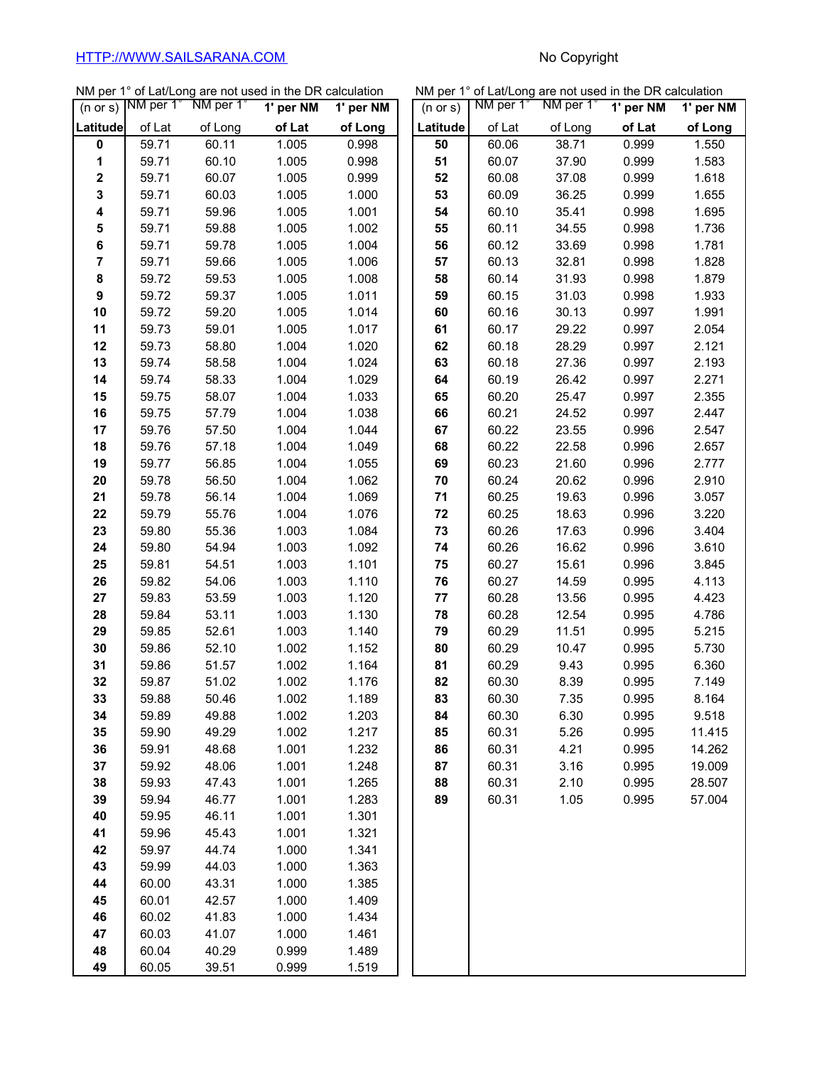HTTP://WWW.SAILSARANA.COM

No Copyright

NM per 1° of Lat/Long are not used in the DR calculation

| (n or s) Latitude | NM per 1° of Lat | NM per 1° of Long | 1' per NM of Lat | 1' per NM of Long |
|---|---|---|---|---|
| 0 | 59.71 | 60.11 | 1.005 | 0.998 |
| 1 | 59.71 | 60.10 | 1.005 | 0.998 |
| 2 | 59.71 | 60.07 | 1.005 | 0.999 |
| 3 | 59.71 | 60.03 | 1.005 | 1.000 |
| 4 | 59.71 | 59.96 | 1.005 | 1.001 |
| 5 | 59.71 | 59.88 | 1.005 | 1.002 |
| 6 | 59.71 | 59.78 | 1.005 | 1.004 |
| 7 | 59.71 | 59.66 | 1.005 | 1.006 |
| 8 | 59.72 | 59.53 | 1.005 | 1.008 |
| 9 | 59.72 | 59.37 | 1.005 | 1.011 |
| 10 | 59.72 | 59.20 | 1.005 | 1.014 |
| 11 | 59.73 | 59.01 | 1.005 | 1.017 |
| 12 | 59.73 | 58.80 | 1.004 | 1.020 |
| 13 | 59.74 | 58.58 | 1.004 | 1.024 |
| 14 | 59.74 | 58.33 | 1.004 | 1.029 |
| 15 | 59.75 | 58.07 | 1.004 | 1.033 |
| 16 | 59.75 | 57.79 | 1.004 | 1.038 |
| 17 | 59.76 | 57.50 | 1.004 | 1.044 |
| 18 | 59.76 | 57.18 | 1.004 | 1.049 |
| 19 | 59.77 | 56.85 | 1.004 | 1.055 |
| 20 | 59.78 | 56.50 | 1.004 | 1.062 |
| 21 | 59.78 | 56.14 | 1.004 | 1.069 |
| 22 | 59.79 | 55.76 | 1.004 | 1.076 |
| 23 | 59.80 | 55.36 | 1.003 | 1.084 |
| 24 | 59.80 | 54.94 | 1.003 | 1.092 |
| 25 | 59.81 | 54.51 | 1.003 | 1.101 |
| 26 | 59.82 | 54.06 | 1.003 | 1.110 |
| 27 | 59.83 | 53.59 | 1.003 | 1.120 |
| 28 | 59.84 | 53.11 | 1.003 | 1.130 |
| 29 | 59.85 | 52.61 | 1.003 | 1.140 |
| 30 | 59.86 | 52.10 | 1.002 | 1.152 |
| 31 | 59.86 | 51.57 | 1.002 | 1.164 |
| 32 | 59.87 | 51.02 | 1.002 | 1.176 |
| 33 | 59.88 | 50.46 | 1.002 | 1.189 |
| 34 | 59.89 | 49.88 | 1.002 | 1.203 |
| 35 | 59.90 | 49.29 | 1.002 | 1.217 |
| 36 | 59.91 | 48.68 | 1.001 | 1.232 |
| 37 | 59.92 | 48.06 | 1.001 | 1.248 |
| 38 | 59.93 | 47.43 | 1.001 | 1.265 |
| 39 | 59.94 | 46.77 | 1.001 | 1.283 |
| 40 | 59.95 | 46.11 | 1.001 | 1.301 |
| 41 | 59.96 | 45.43 | 1.001 | 1.321 |
| 42 | 59.97 | 44.74 | 1.000 | 1.341 |
| 43 | 59.99 | 44.03 | 1.000 | 1.363 |
| 44 | 60.00 | 43.31 | 1.000 | 1.385 |
| 45 | 60.01 | 42.57 | 1.000 | 1.409 |
| 46 | 60.02 | 41.83 | 1.000 | 1.434 |
| 47 | 60.03 | 41.07 | 1.000 | 1.461 |
| 48 | 60.04 | 40.29 | 0.999 | 1.489 |
| 49 | 60.05 | 39.51 | 0.999 | 1.519 |

NM per 1° of Lat/Long are not used in the DR calculation

| (n or s) Latitude | NM per 1° of Lat | NM per 1° of Long | 1' per NM of Lat | 1' per NM of Long |
|---|---|---|---|---|
| 50 | 60.06 | 38.71 | 0.999 | 1.550 |
| 51 | 60.07 | 37.90 | 0.999 | 1.583 |
| 52 | 60.08 | 37.08 | 0.999 | 1.618 |
| 53 | 60.09 | 36.25 | 0.999 | 1.655 |
| 54 | 60.10 | 35.41 | 0.998 | 1.695 |
| 55 | 60.11 | 34.55 | 0.998 | 1.736 |
| 56 | 60.12 | 33.69 | 0.998 | 1.781 |
| 57 | 60.13 | 32.81 | 0.998 | 1.828 |
| 58 | 60.14 | 31.93 | 0.998 | 1.879 |
| 59 | 60.15 | 31.03 | 0.998 | 1.933 |
| 60 | 60.16 | 30.13 | 0.997 | 1.991 |
| 61 | 60.17 | 29.22 | 0.997 | 2.054 |
| 62 | 60.18 | 28.29 | 0.997 | 2.121 |
| 63 | 60.18 | 27.36 | 0.997 | 2.193 |
| 64 | 60.19 | 26.42 | 0.997 | 2.271 |
| 65 | 60.20 | 25.47 | 0.997 | 2.355 |
| 66 | 60.21 | 24.52 | 0.997 | 2.447 |
| 67 | 60.22 | 23.55 | 0.996 | 2.547 |
| 68 | 60.22 | 22.58 | 0.996 | 2.657 |
| 69 | 60.23 | 21.60 | 0.996 | 2.777 |
| 70 | 60.24 | 20.62 | 0.996 | 2.910 |
| 71 | 60.25 | 19.63 | 0.996 | 3.057 |
| 72 | 60.25 | 18.63 | 0.996 | 3.220 |
| 73 | 60.26 | 17.63 | 0.996 | 3.404 |
| 74 | 60.26 | 16.62 | 0.996 | 3.610 |
| 75 | 60.27 | 15.61 | 0.996 | 3.845 |
| 76 | 60.27 | 14.59 | 0.995 | 4.113 |
| 77 | 60.28 | 13.56 | 0.995 | 4.423 |
| 78 | 60.28 | 12.54 | 0.995 | 4.786 |
| 79 | 60.29 | 11.51 | 0.995 | 5.215 |
| 80 | 60.29 | 10.47 | 0.995 | 5.730 |
| 81 | 60.29 | 9.43 | 0.995 | 6.360 |
| 82 | 60.30 | 8.39 | 0.995 | 7.149 |
| 83 | 60.30 | 7.35 | 0.995 | 8.164 |
| 84 | 60.30 | 6.30 | 0.995 | 9.518 |
| 85 | 60.31 | 5.26 | 0.995 | 11.415 |
| 86 | 60.31 | 4.21 | 0.995 | 14.262 |
| 87 | 60.31 | 3.16 | 0.995 | 19.009 |
| 88 | 60.31 | 2.10 | 0.995 | 28.507 |
| 89 | 60.31 | 1.05 | 0.995 | 57.004 |